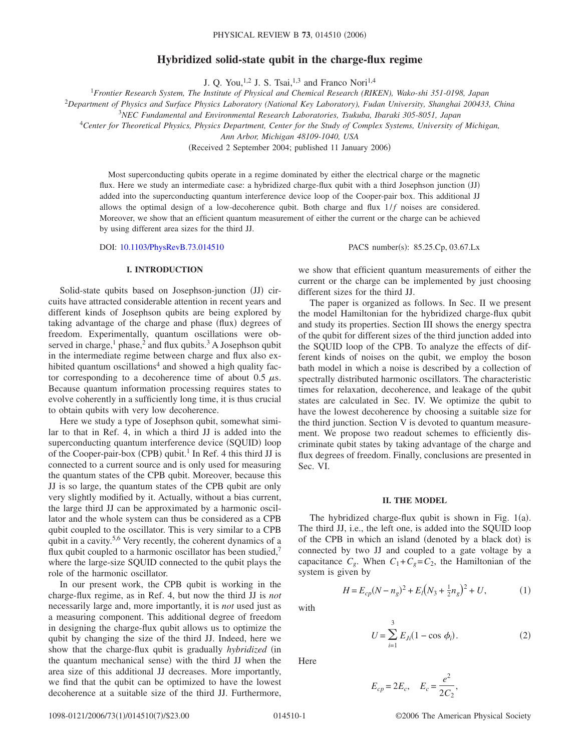# Hybridized solid-state qubit in the charge-flux regime

J. Q. You,[1,2] J. S. Tsai,[1,3] and Franco Nori[1,4]

[1]*Frontier Research System, The Institute of Physical and Chemical Research (RIKEN), Wako-shi 351-0198, Japan*
[2]*Department of Physics and Surface Physics Laboratory (National Key Laboratory), Fudan University, Shanghai 200433, China*
[3]*NEC Fundamental and Environmental Research Laboratories, Tsukuba, Ibaraki 305-8051, Japan*
[4]*Center for Theoretical Physics, Physics Department, Center for the Study of Complex Systems, University of Michigan, Ann Arbor, Michigan 48109-1040, USA*

(Received 2 September 2004; published 11 January 2006)

Most superconducting qubits operate in a regime dominated by either the electrical charge or the magnetic flux. Here we study an intermediate case: a hybridized charge-flux qubit with a third Josephson junction (JJ) added into the superconducting quantum interference device loop of the Cooper-pair box. This additional JJ allows the optimal design of a low-decoherence qubit. Both charge and flux $1/f$ noises are considered. Moreover, we show that an efficient quantum measurement of either the current or the charge can be achieved by using different area sizes for the third JJ.

DOI: 10.1103/PhysRevB.73.014510 PACS number(s): 85.25.Cp, 03.67.Lx

## I. INTRODUCTION

Solid-state qubits based on Josephson-junction (JJ) circuits have attracted considerable attention in recent years and different kinds of Josephson qubits are being explored by taking advantage of the charge and phase (flux) degrees of freedom. Experimentally, quantum oscillations were observed in charge,[1] phase,[2] and flux qubits.[3] A Josephson qubit in the intermediate regime between charge and flux also exhibited quantum oscillations[4] and showed a high quality factor corresponding to a decoherence time of about 0.5 $\mu$s. Because quantum information processing requires states to evolve coherently in a sufficiently long time, it is thus crucial to obtain qubits with very low decoherence.

Here we study a type of Josephson qubit, somewhat similar to that in Ref. 4, in which a third JJ is added into the superconducting quantum interference device (SQUID) loop of the Cooper-pair-box (CPB) qubit.[1] In Ref. 4 this third JJ is only connected to a current source and is only used for measuring the quantum states of the CPB qubit. Moreover, because this JJ is so large, the quantum states of the CPB qubit are only very slightly modified by it. Actually, without a bias current, the large third JJ can be approximated by a harmonic oscillator and the whole system can thus be considered as a CPB qubit coupled to the oscillator. This is very similar to a CPB qubit in a cavity.[5,6] Very recently, the coherent dynamics of a flux qubit coupled to a harmonic oscillator has been studied,[7] where the large-size SQUID connected to the qubit plays the role of the harmonic oscillator.

In our present work, the CPB qubit is working in the charge-flux regime, as in Ref. 4, but now the third JJ is *not* necessarily large and, more importantly, it is *not* used just as a measuring component. This additional degree of freedom in designing the charge-flux qubit allows us to optimize the qubit by changing the size of the third JJ. Indeed, here we show that the charge-flux qubit is gradually *hybridized* (in the quantum mechanical sense) with the third JJ when the area size of this additional JJ decreases. More importantly, we find that the qubit can be optimized to have the lowest decoherence at a suitable size of the third JJ. Furthermore, we show that efficient quantum measurements of either the current or the charge can be implemented by just choosing different sizes for the third JJ.

The paper is organized as follows. In Sec. II we present the model Hamiltonian for the hybridized charge-flux qubit and study its properties. Section III shows the energy spectra of the qubit for different sizes of the third junction added into the SQUID loop of the CPB. To analyze the effects of different kinds of noises on the qubit, we employ the boson bath model in which a noise is described by a collection of spectrally distributed harmonic oscillators. The characteristic times for relaxation, decoherence, and leakage of the qubit states are calculated in Sec. IV. We optimize the qubit to have the lowest decoherence by choosing a suitable size for the third junction. Section V is devoted to quantum measurement. We propose two readout schemes to efficiently discriminate qubit states by taking advantage of the charge and flux degrees of freedom. Finally, conclusions are presented in Sec. VI.

## II. THE MODEL

The hybridized charge-flux qubit is shown in Fig. 1(a). The third JJ, i.e., the left one, is added into the SQUID loop of the CPB in which an island (denoted by a black dot) is connected by two JJ and coupled to a gate voltage by a capacitance $C_g$. When $C_1+C_g=C_2$, the Hamiltonian of the system is given by

$$H = E_{cp}(N-n_g)^2 + E_l\left(N_3+\tfrac{1}{2}n_g\right)^2 + U, \tag{1}$$

with

$$U = \sum_{i=1}^{3} E_{Ji}(1-\cos\phi_i). \tag{2}$$

Here

$$E_{cp} = 2E_c, \quad E_c = \frac{e^2}{2C_2},$$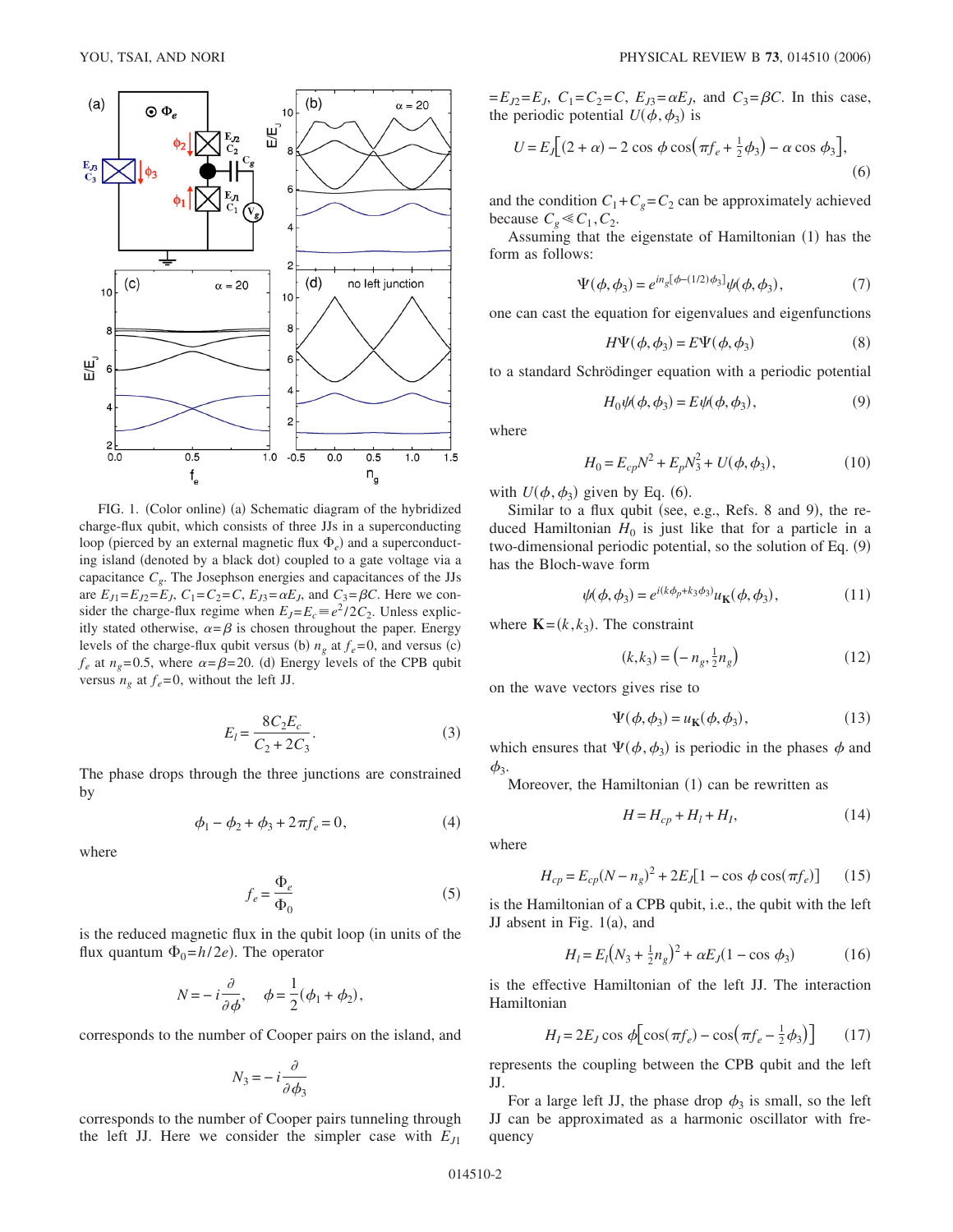FIG. 1. (Color online) (a) Schematic diagram of the hybridized charge-flux qubit, which consists of three JJs in a superconducting loop (pierced by an external magnetic flux $\Phi_e$) and a superconducting island (denoted by a black dot) coupled to a gate voltage via a capacitance $C_g$. The Josephson energies and capacitances of the JJs are $E_{J1}=E_{J2}=E_J$, $C_1=C_2=C$, $E_{J3}=\alpha E_J$, and $C_3=\beta C$. Here we consider the charge-flux regime when $E_J=E_c\equiv e^2/2C_2$. Unless explicitly stated otherwise, $\alpha=\beta$ is chosen throughout the paper. Energy levels of the charge-flux qubit versus (b) $n_g$ at $f_e=0$, and versus (c) $f_e$ at $n_g=0.5$, where $\alpha=\beta=20$. (d) Energy levels of the CPB qubit versus $n_g$ at $f_e=0$, without the left JJ.

$$E_l=\frac{8C_2E_c}{C_2+2C_3}. \tag{3}$$

The phase drops through the three junctions are constrained by

$$\phi_1-\phi_2+\phi_3+2\pi f_e=0, \tag{4}$$

where

$$f_e=\frac{\Phi_e}{\Phi_0} \tag{5}$$

is the reduced magnetic flux in the qubit loop (in units of the flux quantum $\Phi_0=h/2e$). The operator

$$N=-i\frac{\partial}{\partial\phi},\quad \phi=\frac{1}{2}(\phi_1+\phi_2),$$

corresponds to the number of Cooper pairs on the island, and

$$N_3=-i\frac{\partial}{\partial\phi_3}$$

corresponds to the number of Cooper pairs tunneling through the left JJ. Here we consider the simpler case with $E_{J1}=E_{J2}=E_J$, $C_1=C_2=C$, $E_{J3}=\alpha E_J$, and $C_3=\beta C$. In this case, the periodic potential $U(\phi,\phi_3)$ is

$$U=E_J\left[(2+\alpha)-2\cos\phi\cos\left(\pi f_e+\tfrac{1}{2}\phi_3\right)-\alpha\cos\phi_3\right], \tag{6}$$

and the condition $C_1+C_g=C_2$ can be approximately achieved because $C_g\ll C_1,C_2$.

Assuming that the eigenstate of Hamiltonian (1) has the form as follows:

$$\Psi(\phi,\phi_3)=e^{in_g[\phi-(1/2)\phi_3]}\psi(\phi,\phi_3), \tag{7}$$

one can cast the equation for eigenvalues and eigenfunctions

$$H\Psi(\phi,\phi_3)=E\Psi(\phi,\phi_3) \tag{8}$$

to a standard Schrödinger equation with a periodic potential

$$H_0\psi(\phi,\phi_3)=E\psi(\phi,\phi_3), \tag{9}$$

where

$$H_0=E_{cp}N^2+E_pN_3^2+U(\phi,\phi_3), \tag{10}$$

with $U(\phi,\phi_3)$ given by Eq. (6).

Similar to a flux qubit (see, e.g., Refs. 8 and 9), the reduced Hamiltonian $H_0$ is just like that for a particle in a two-dimensional periodic potential, so the solution of Eq. (9) has the Bloch-wave form

$$\psi(\phi,\phi_3)=e^{i(k\phi_p+k_3\phi_3)}u_{\mathbf{K}}(\phi,\phi_3), \tag{11}$$

where $\mathbf{K}=(k,k_3)$. The constraint

$$(k,k_3)=\left(-n_g,\tfrac{1}{2}n_g\right) \tag{12}$$

on the wave vectors gives rise to

$$\Psi(\phi,\phi_3)=u_{\mathbf{K}}(\phi,\phi_3), \tag{13}$$

which ensures that $\Psi(\phi,\phi_3)$ is periodic in the phases $\phi$ and $\phi_3$.

Moreover, the Hamiltonian (1) can be rewritten as

$$H=H_{cp}+H_l+H_I, \tag{14}$$

where

$$H_{cp}=E_{cp}(N-n_g)^2+2E_J[1-\cos\phi\cos(\pi f_e)] \tag{15}$$

is the Hamiltonian of a CPB qubit, i.e., the qubit with the left JJ absent in Fig. 1(a), and

$$H_l=E_l\left(N_3+\tfrac{1}{2}n_g\right)^2+\alpha E_J(1-\cos\phi_3) \tag{16}$$

is the effective Hamiltonian of the left JJ. The interaction Hamiltonian

$$H_I=2E_J\cos\phi\left[\cos(\pi f_e)-\cos\left(\pi f_e-\tfrac{1}{2}\phi_3\right)\right] \tag{17}$$

represents the coupling between the CPB qubit and the left JJ.

For a large left JJ, the phase drop $\phi_3$ is small, so the left JJ can be approximated as a harmonic oscillator with frequency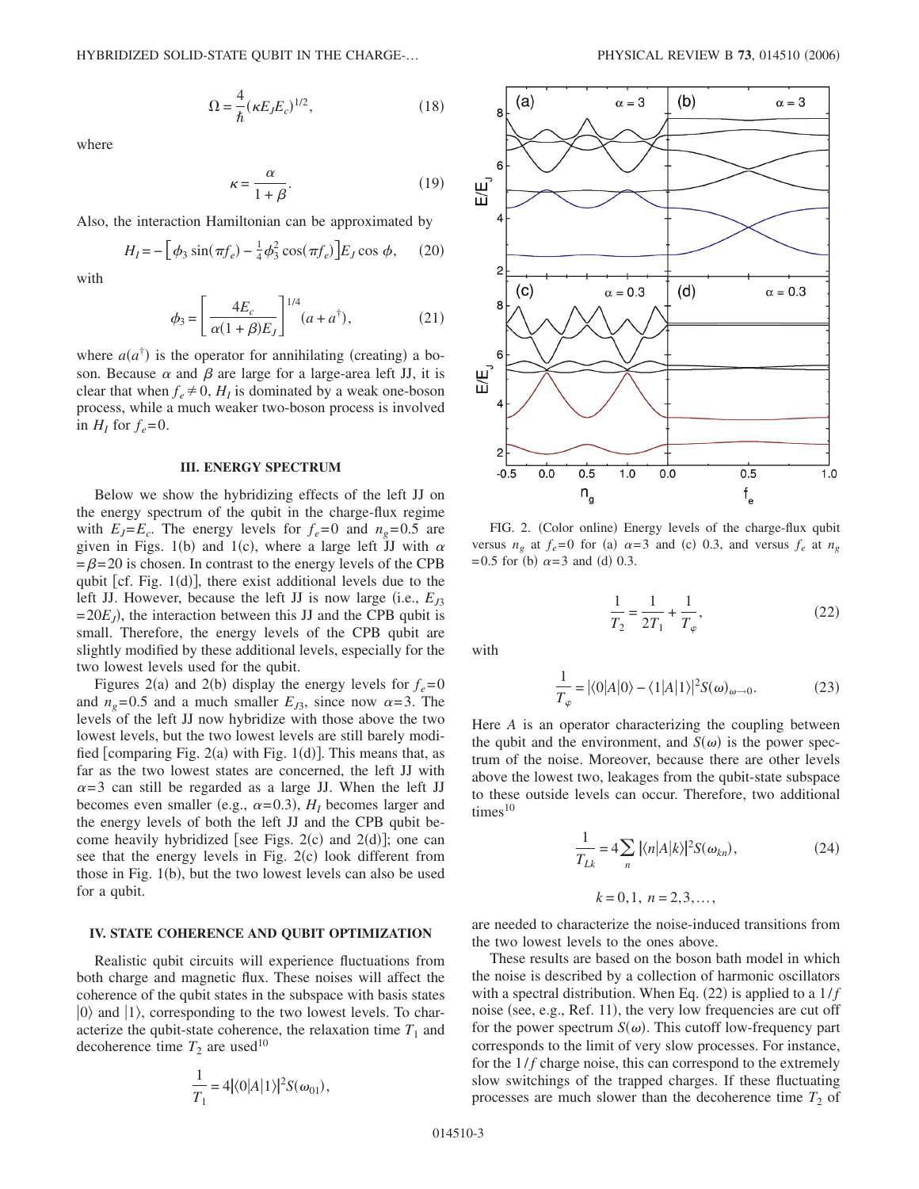$$\Omega = \frac{4}{\hbar}(\kappa E_J E_c)^{1/2}, \tag{18}$$

where

$$\kappa = \frac{\alpha}{1+\beta}. \tag{19}$$

Also, the interaction Hamiltonian can be approximated by

$$H_I = -\left[\phi_3 \sin(\pi f_e) - \tfrac{1}{4}\phi_3^2 \cos(\pi f_e)\right] E_J \cos\phi, \tag{20}$$

with

$$\phi_3 = \left[\frac{4E_c}{\alpha(1+\beta)E_J}\right]^{1/4}(a + a^\dagger), \tag{21}$$

where $a(a^\dagger)$ is the operator for annihilating (creating) a boson. Because $\alpha$ and $\beta$ are large for a large-area left JJ, it is clear that when $f_e \neq 0$, $H_I$ is dominated by a weak one-boson process, while a much weaker two-boson process is involved in $H_I$ for $f_e = 0$.

## III. ENERGY SPECTRUM

Below we show the hybridizing effects of the left JJ on the energy spectrum of the qubit in the charge-flux regime with $E_J = E_c$. The energy levels for $f_e = 0$ and $n_g = 0.5$ are given in Figs. 1(b) and 1(c), where a large left JJ with $\alpha = \beta = 20$ is chosen. In contrast to the energy levels of the CPB qubit [cf. Fig. 1(d)], there exist additional levels due to the left JJ. However, because the left JJ is now large (i.e., $E_{J3} = 20E_J$), the interaction between this JJ and the CPB qubit is small. Therefore, the energy levels of the CPB qubit are slightly modified by these additional levels, especially for the two lowest levels used for the qubit.

Figures 2(a) and 2(b) display the energy levels for $f_e = 0$ and $n_g = 0.5$ and a much smaller $E_{J3}$, since now $\alpha = 3$. The levels of the left JJ now hybridize with those above the two lowest levels, but the two lowest levels are still barely modified [comparing Fig. 2(a) with Fig. 1(d)]. This means that, as far as the two lowest states are concerned, the left JJ with $\alpha = 3$ can still be regarded as a large JJ. When the left JJ becomes even smaller (e.g., $\alpha = 0.3$), $H_I$ becomes larger and the energy levels of both the left JJ and the CPB qubit become heavily hybridized [see Figs. 2(c) and 2(d)]; one can see that the energy levels in Fig. 2(c) look different from those in Fig. 1(b), but the two lowest levels can also be used for a qubit.

## IV. STATE COHERENCE AND QUBIT OPTIMIZATION

Realistic qubit circuits will experience fluctuations from both charge and magnetic flux. These noises will affect the coherence of the qubit states in the subspace with basis states $|0\rangle$ and $|1\rangle$, corresponding to the two lowest levels. To characterize the qubit-state coherence, the relaxation time $T_1$ and decoherence time $T_2$ are used[10]

$$\frac{1}{T_1} = 4|\langle 0|A|1\rangle|^2 S(\omega_{01}),$$

FIG. 2. (Color online) Energy levels of the charge-flux qubit versus $n_g$ at $f_e = 0$ for (a) $\alpha = 3$ and (c) 0.3, and versus $f_e$ at $n_g = 0.5$ for (b) $\alpha = 3$ and (d) 0.3.

$$\frac{1}{T_2} = \frac{1}{2T_1} + \frac{1}{T_\varphi}, \tag{22}$$

with

$$\frac{1}{T_\varphi} = |\langle 0|A|0\rangle - \langle 1|A|1\rangle|^2 S(\omega)_{\omega\to 0}. \tag{23}$$

Here $A$ is an operator characterizing the coupling between the qubit and the environment, and $S(\omega)$ is the power spectrum of the noise. Moreover, because there are other levels above the lowest two, leakages from the qubit-state subspace to these outside levels can occur. Therefore, two additional times[10]

$$\frac{1}{T_{Lk}} = 4\sum_n |\langle n|A|k\rangle|^2 S(\omega_{kn}), \tag{24}$$

$$k = 0, 1, \; n = 2, 3, \ldots,$$

are needed to characterize the noise-induced transitions from the two lowest levels to the ones above.

These results are based on the boson bath model in which the noise is described by a collection of harmonic oscillators with a spectral distribution. When Eq. (22) is applied to a $1/f$ noise (see, e.g., Ref. 11), the very low frequencies are cut off for the power spectrum $S(\omega)$. This cutoff low-frequency part corresponds to the limit of very slow processes. For instance, for the $1/f$ charge noise, this can correspond to the extremely slow switchings of the trapped charges. If these fluctuating processes are much slower than the decoherence time $T_2$ of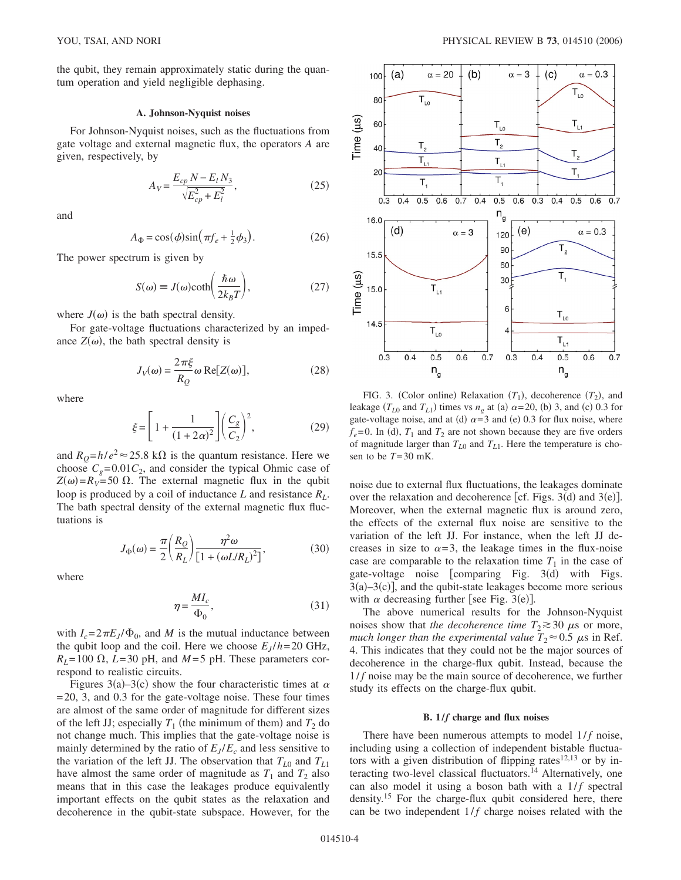the qubit, they remain approximately static during the quantum operation and yield negligible dephasing.

### A. Johnson-Nyquist noises

For Johnson-Nyquist noises, such as the fluctuations from gate voltage and external magnetic flux, the operators $A$ are given, respectively, by

$$A_V = \frac{E_{cp} N - E_l N_3}{\sqrt{E_{cp}^2 + E_l^2}}, \tag{25}$$

and

$$A_\Phi = \cos(\phi)\sin\left(\pi f_e + \tfrac{1}{2}\phi_3\right). \tag{26}$$

The power spectrum is given by

$$S(\omega) \equiv J(\omega)\coth\left(\frac{\hbar\omega}{2k_B T}\right), \tag{27}$$

where $J(\omega)$ is the bath spectral density.

For gate-voltage fluctuations characterized by an impedance $Z(\omega)$, the bath spectral density is

$$J_V(\omega) = \frac{2\pi\xi}{R_Q}\omega\,\mathrm{Re}[Z(\omega)], \tag{28}$$

where

$$\xi = \left[1 + \frac{1}{(1+2\alpha)^2}\right]\left(\frac{C_g}{C_2}\right)^2, \tag{29}$$

and $R_Q = h/e^2 \approx 25.8$ k$\Omega$ is the quantum resistance. Here we choose $C_g = 0.01C_2$, and consider the typical Ohmic case of $Z(\omega) = R_V = 50$ $\Omega$. The external magnetic flux in the qubit loop is produced by a coil of inductance $L$ and resistance $R_L$. The bath spectral density of the external magnetic flux fluctuations is

$$J_\Phi(\omega) = \frac{\pi}{2}\left(\frac{R_Q}{R_L}\right)\frac{\eta^2\omega}{[1 + (\omega L/R_L)^2]}, \tag{30}$$

where

$$\eta = \frac{M I_c}{\Phi_0}, \tag{31}$$

with $I_c = 2\pi E_J/\Phi_0$, and $M$ is the mutual inductance between the qubit loop and the coil. Here we choose $E_J/h = 20$ GHz, $R_L = 100$ $\Omega$, $L = 30$ pH, and $M = 5$ pH. These parameters correspond to realistic circuits.

Figures 3(a)–3(c) show the four characteristic times at $\alpha = 20$, 3, and 0.3 for the gate-voltage noise. These four times are almost of the same order of magnitude for different sizes of the left JJ; especially $T_1$ (the minimum of them) and $T_2$ do not change much. This implies that the gate-voltage noise is mainly determined by the ratio of $E_J/E_c$ and less sensitive to the variation of the left JJ. The observation that $T_{L0}$ and $T_{L1}$ have almost the same order of magnitude as $T_1$ and $T_2$ also means that in this case the leakages produce equally important effects on the qubit states as the relaxation and decoherence in the qubit-state subspace. However, for the noise due to external flux fluctuations, the leakages dominate over the relaxation and decoherence [cf. Figs. 3(d) and 3(e)]. Moreover, when the external magnetic flux is around zero, the effects of the external flux noise are sensitive to the variation of the left JJ. For instance, when the left JJ decreases in size to $\alpha = 3$, the leakage times in the flux-noise case are comparable to the relaxation time $T_1$ in the case of gate-voltage noise [comparing Fig. 3(d) with Figs. 3(a)–3(c)], and the qubit-state leakages become more serious with $\alpha$ decreasing further [see Fig. 3(e)].

FIG. 3. (Color online) Relaxation ($T_1$), decoherence ($T_2$), and leakage ($T_{L0}$ and $T_{L1}$) times vs $n_g$ at (a) $\alpha = 20$, (b) 3, and (c) 0.3 for gate-voltage noise, and at (d) $\alpha = 3$ and (e) 0.3 for flux noise, where $f_e = 0$. In (d), $T_1$ and $T_2$ are not shown because they are five orders of magnitude larger than $T_{L0}$ and $T_{L1}$. Here the temperature is chosen to be $T = 30$ mK.

The above numerical results for the Johnson-Nyquist noises show that *the decoherence time $T_2 \gtrsim 30$ $\mu$s or more, much longer than the experimental value $T_2 \approx 0.5$ $\mu$s* in Ref. 4. This indicates that they could not be the major sources of decoherence in the charge-flux qubit. Instead, because the $1/f$ noise may be the main source of decoherence, we further study its effects on the charge-flux qubit.

### B. $1/f$ charge and flux noises

There have been numerous attempts to model $1/f$ noise, including using a collection of independent bistable fluctuators with a given distribution of flipping rates[12,13] or by interacting two-level classical fluctuators.[14] Alternatively, one can also model it using a boson bath with a $1/f$ spectral density.[15] For the charge-flux qubit considered here, there can be two independent $1/f$ charge noises related with the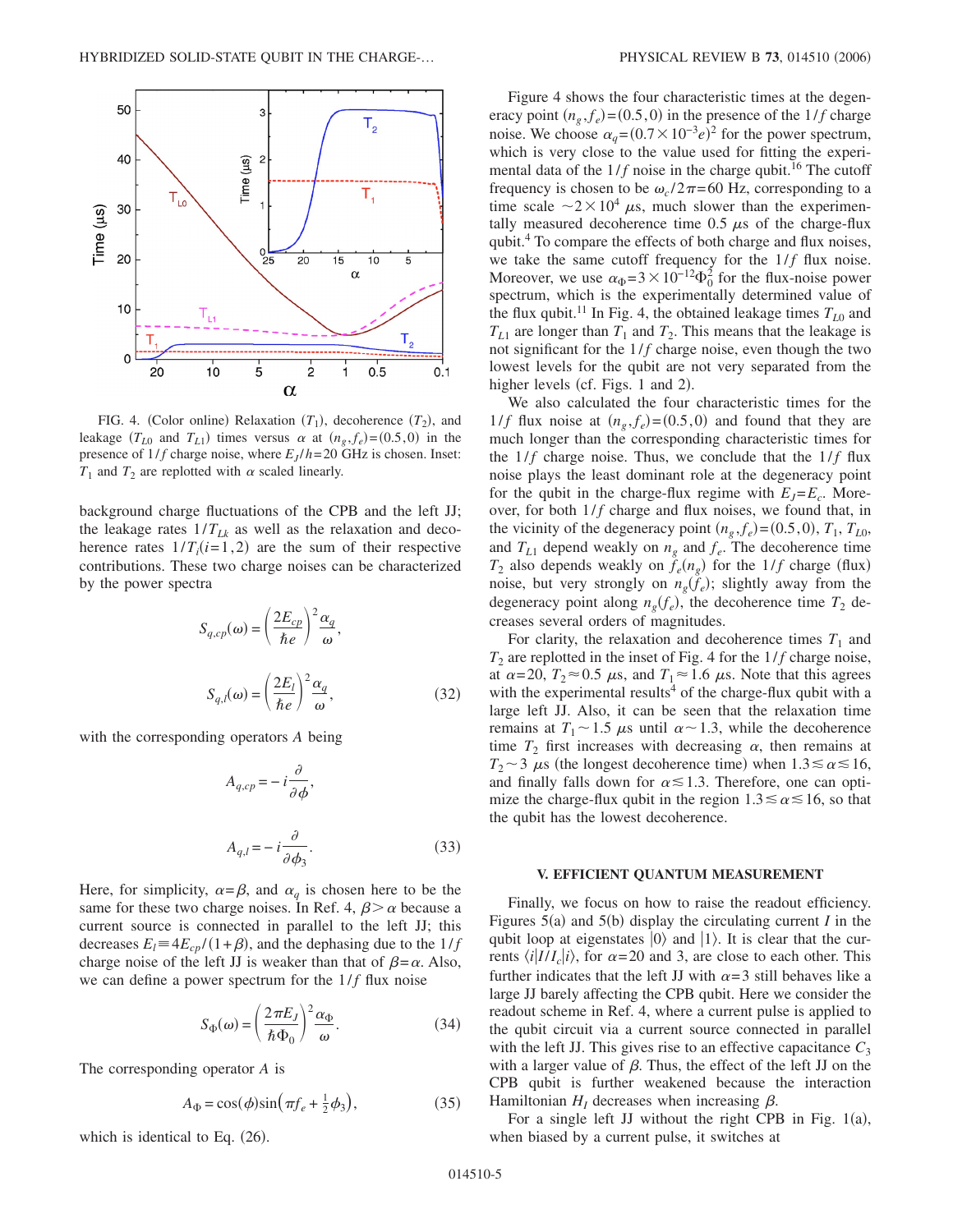FIG. 4. (Color online) Relaxation ($T_1$), decoherence ($T_2$), and leakage ($T_{L0}$ and $T_{L1}$) times versus $\alpha$ at $(n_g, f_e) = (0.5, 0)$ in the presence of $1/f$ charge noise, where $E_J/h = 20$ GHz is chosen. Inset: $T_1$ and $T_2$ are replotted with $\alpha$ scaled linearly.

background charge fluctuations of the CPB and the left JJ; the leakage rates $1/T_{Lk}$ as well as the relaxation and decoherence rates $1/T_i (i=1,2)$ are the sum of their respective contributions. These two charge noises can be characterized by the power spectra

$$S_{q,cp}(\omega) = \left(\frac{2E_{cp}}{\hbar e}\right)^2 \frac{\alpha_q}{\omega},$$

$$S_{q,l}(\omega) = \left(\frac{2E_l}{\hbar e}\right)^2 \frac{\alpha_q}{\omega}, \tag{32}$$

with the corresponding operators $A$ being

$$A_{q,cp} = -i\frac{\partial}{\partial \phi},$$

$$A_{q,l} = -i\frac{\partial}{\partial \phi_3}. \tag{33}$$

Here, for simplicity, $\alpha = \beta$, and $\alpha_q$ is chosen here to be the same for these two charge noises. In Ref. 4, $\beta > \alpha$ because a current source is connected in parallel to the left JJ; this decreases $E_l \equiv 4E_{cp}/(1+\beta)$, and the dephasing due to the $1/f$ charge noise of the left JJ is weaker than that of $\beta = \alpha$. Also, we can define a power spectrum for the $1/f$ flux noise

$$S_\Phi(\omega) = \left(\frac{2\pi E_J}{\hbar \Phi_0}\right)^2 \frac{\alpha_\Phi}{\omega}. \tag{34}$$

The corresponding operator $A$ is

$$A_\Phi = \cos(\phi)\sin\left(\pi f_e + \tfrac{1}{2}\phi_3\right), \tag{35}$$

which is identical to Eq. (26).

Figure 4 shows the four characteristic times at the degeneracy point $(n_g, f_e) = (0.5, 0)$ in the presence of the $1/f$ charge noise. We choose $\alpha_q = (0.7 \times 10^{-3} e)^2$ for the power spectrum, which is very close to the value used for fitting the experimental data of the $1/f$ noise in the charge qubit.[16] The cutoff frequency is chosen to be $\omega_c/2\pi = 60$ Hz, corresponding to a time scale $\sim 2 \times 10^4$ $\mu$s, much slower than the experimentally measured decoherence time 0.5 $\mu$s of the charge-flux qubit.[4] To compare the effects of both charge and flux noises, we take the same cutoff frequency for the $1/f$ flux noise. Moreover, we use $\alpha_\Phi = 3 \times 10^{-12} \Phi_0^2$ for the flux-noise power spectrum, which is the experimentally determined value of the flux qubit.[11] In Fig. 4, the obtained leakage times $T_{L0}$ and $T_{L1}$ are longer than $T_1$ and $T_2$. This means that the leakage is not significant for the $1/f$ charge noise, even though the two lowest levels for the qubit are not very separated from the higher levels (cf. Figs. 1 and 2).

We also calculated the four characteristic times for the $1/f$ flux noise at $(n_g, f_e) = (0.5, 0)$ and found that they are much longer than the corresponding characteristic times for the $1/f$ charge noise. Thus, we conclude that the $1/f$ flux noise plays the least dominant role at the degeneracy point for the qubit in the charge-flux regime with $E_J = E_c$. Moreover, for both $1/f$ charge and flux noises, we found that, in the vicinity of the degeneracy point $(n_g, f_e) = (0.5, 0)$, $T_1$, $T_{L0}$, and $T_{L1}$ depend weakly on $n_g$ and $f_e$. The decoherence time $T_2$ also depends weakly on $f_e(n_g)$ for the $1/f$ charge (flux) noise, but very strongly on $n_g(f_e)$; slightly away from the degeneracy point along $n_g(f_e)$, the decoherence time $T_2$ decreases several orders of magnitudes.

For clarity, the relaxation and decoherence times $T_1$ and $T_2$ are replotted in the inset of Fig. 4 for the $1/f$ charge noise, at $\alpha = 20$, $T_2 \approx 0.5$ $\mu$s, and $T_1 \approx 1.6$ $\mu$s. Note that this agrees with the experimental results[4] of the charge-flux qubit with a large left JJ. Also, it can be seen that the relaxation time remains at $T_1 \sim 1.5$ $\mu$s until $\alpha \sim 1.3$, while the decoherence time $T_2$ first increases with decreasing $\alpha$, then remains at $T_2 \sim 3$ $\mu$s (the longest decoherence time) when $1.3 \lesssim \alpha \lesssim 16$, and finally falls down for $\alpha \lesssim 1.3$. Therefore, one can optimize the charge-flux qubit in the region $1.3 \lesssim \alpha \lesssim 16$, so that the qubit has the lowest decoherence.

## V. EFFICIENT QUANTUM MEASUREMENT

Finally, we focus on how to raise the readout efficiency. Figures 5(a) and 5(b) display the circulating current $I$ in the qubit loop at eigenstates $|0\rangle$ and $|1\rangle$. It is clear that the currents $\langle i|I/I_c|i\rangle$, for $\alpha = 20$ and 3, are close to each other. This further indicates that the left JJ with $\alpha = 3$ still behaves like a large JJ barely affecting the CPB qubit. Here we consider the readout scheme in Ref. 4, where a current pulse is applied to the qubit circuit via a current source connected in parallel with the left JJ. This gives rise to an effective capacitance $C_3$ with a larger value of $\beta$. Thus, the effect of the left JJ on the CPB qubit is further weakened because the interaction Hamiltonian $H_I$ decreases when increasing $\beta$.

For a single left JJ without the right CPB in Fig. 1(a), when biased by a current pulse, it switches at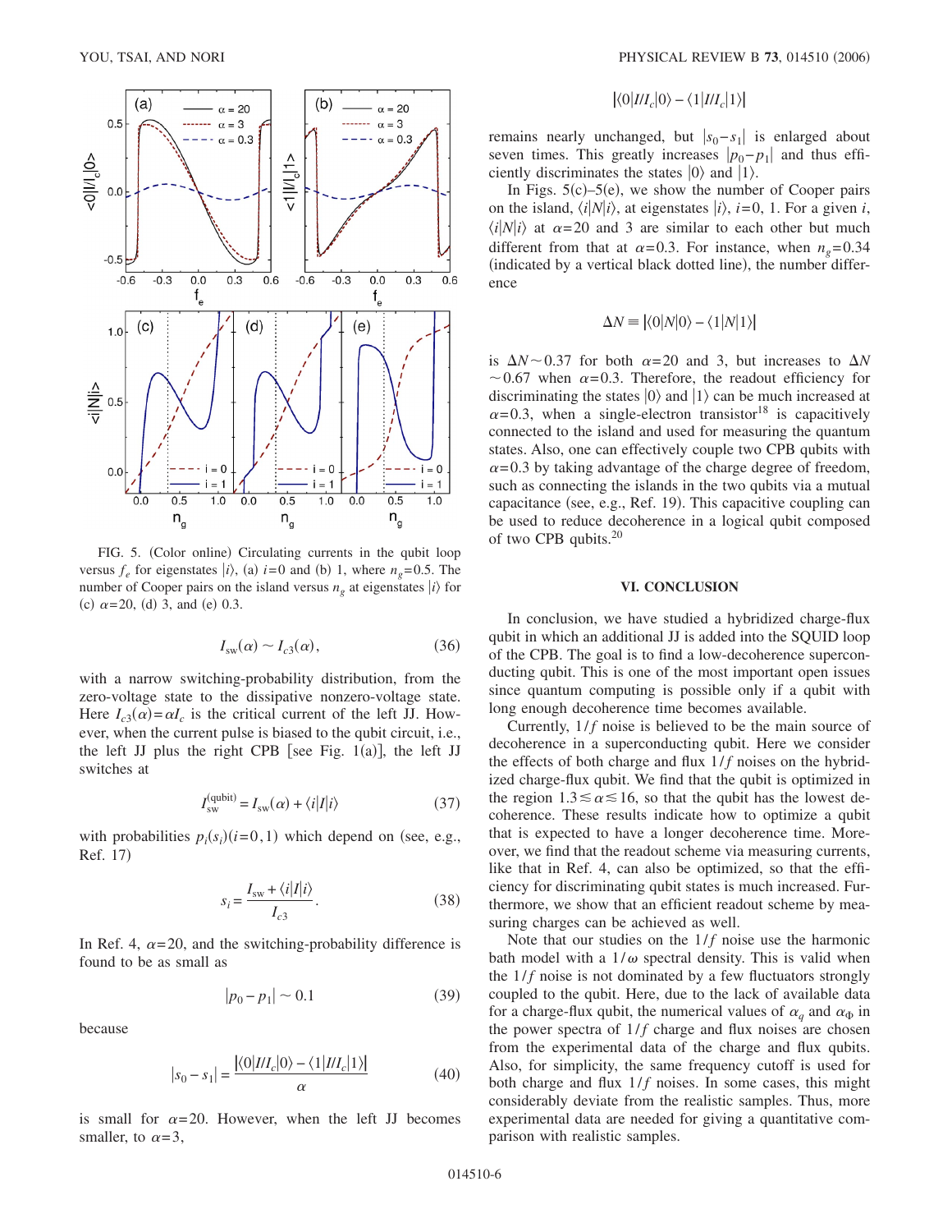FIG. 5. (Color online) Circulating currents in the qubit loop versus $f_e$ for eigenstates $|i\rangle$, (a) $i=0$ and (b) 1, where $n_g=0.5$. The number of Cooper pairs on the island versus $n_g$ at eigenstates $|i\rangle$ for (c) $\alpha=20$, (d) 3, and (e) 0.3.

$$I_{\rm sw}(\alpha) \sim I_{c3}(\alpha), \tag{36}$$

with a narrow switching-probability distribution, from the zero-voltage state to the dissipative nonzero-voltage state. Here $I_{c3}(\alpha)=\alpha I_c$ is the critical current of the left JJ. However, when the current pulse is biased to the qubit circuit, i.e., the left JJ plus the right CPB [see Fig. 1(a)], the left JJ switches at

$$I_{\rm sw}^{\rm (qubit)} = I_{\rm sw}(\alpha) + \langle i|I|i\rangle \tag{37}$$

with probabilities $p_i(s_i)(i=0,1)$ which depend on (see, e.g., Ref. 17)

$$s_i = \frac{I_{\rm sw} + \langle i|I|i\rangle}{I_{c3}}. \tag{38}$$

In Ref. 4, $\alpha=20$, and the switching-probability difference is found to be as small as

$$|p_0 - p_1| \sim 0.1 \tag{39}$$

because

$$|s_0 - s_1| = \frac{|\langle 0|I/I_c|0\rangle - \langle 1|I/I_c|1\rangle|}{\alpha} \tag{40}$$

is small for $\alpha=20$. However, when the left JJ becomes smaller, to $\alpha=3$,

$$|\langle 0|I/I_c|0\rangle - \langle 1|I/I_c|1\rangle|$$

remains nearly unchanged, but $|s_0-s_1|$ is enlarged about seven times. This greatly increases $|p_0-p_1|$ and thus efficiently discriminates the states $|0\rangle$ and $|1\rangle$.

In Figs. 5(c)–5(e), we show the number of Cooper pairs on the island, $\langle i|N|i\rangle$, at eigenstates $|i\rangle$, $i=0$, 1. For a given $i$, $\langle i|N|i\rangle$ at $\alpha=20$ and 3 are similar to each other but much different from that at $\alpha=0.3$. For instance, when $n_g=0.34$ (indicated by a vertical black dotted line), the number difference

$$\Delta N \equiv |\langle 0|N|0\rangle - \langle 1|N|1\rangle|$$

is $\Delta N \sim 0.37$ for both $\alpha=20$ and 3, but increases to $\Delta N \sim 0.67$ when $\alpha=0.3$. Therefore, the readout efficiency for discriminating the states $|0\rangle$ and $|1\rangle$ can be much increased at $\alpha=0.3$, when a single-electron transistor[18] is capacitively connected to the island and used for measuring the quantum states. Also, one can effectively couple two CPB qubits with $\alpha=0.3$ by taking advantage of the charge degree of freedom, such as connecting the islands in the two qubits via a mutual capacitance (see, e.g., Ref. 19). This capacitive coupling can be used to reduce decoherence in a logical qubit composed of two CPB qubits.[20]

## VI. CONCLUSION

In conclusion, we have studied a hybridized charge-flux qubit in which an additional JJ is added into the SQUID loop of the CPB. The goal is to find a low-decoherence superconducting qubit. This is one of the most important open issues since quantum computing is possible only if a qubit with long enough decoherence time becomes available.

Currently, $1/f$ noise is believed to be the main source of decoherence in a superconducting qubit. Here we consider the effects of both charge and flux $1/f$ noises on the hybridized charge-flux qubit. We find that the qubit is optimized in the region $1.3 \lesssim \alpha \lesssim 16$, so that the qubit has the lowest decoherence. These results indicate how to optimize a qubit that is expected to have a longer decoherence time. Moreover, we find that the readout scheme via measuring currents, like that in Ref. 4, can also be optimized, so that the efficiency for discriminating qubit states is much increased. Furthermore, we show that an efficient readout scheme by measuring charges can be achieved as well.

Note that our studies on the $1/f$ noise use the harmonic bath model with a $1/\omega$ spectral density. This is valid when the $1/f$ noise is not dominated by a few fluctuators strongly coupled to the qubit. Here, due to the lack of available data for a charge-flux qubit, the numerical values of $\alpha_q$ and $\alpha_\Phi$ in the power spectra of $1/f$ charge and flux noises are chosen from the experimental data of the charge and flux qubits. Also, for simplicity, the same frequency cutoff is used for both charge and flux $1/f$ noises. In some cases, this might considerably deviate from the realistic samples. Thus, more experimental data are needed for giving a quantitative comparison with realistic samples.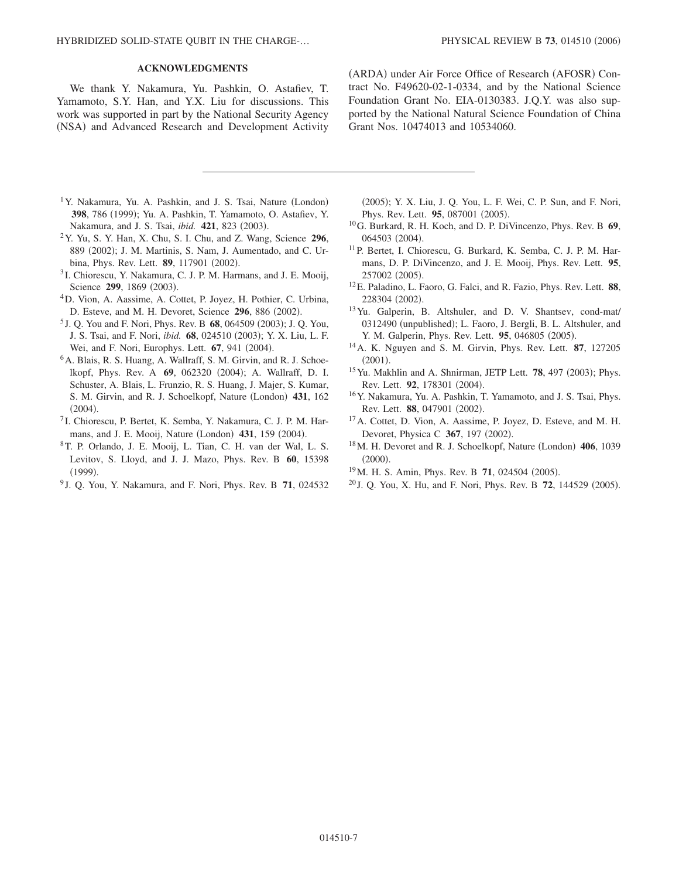## ACKNOWLEDGMENTS

We thank Y. Nakamura, Yu. Pashkin, O. Astafiev, T. Yamamoto, S.Y. Han, and Y.X. Liu for discussions. This work was supported in part by the National Security Agency (NSA) and Advanced Research and Development Activity (ARDA) under Air Force Office of Research (AFOSR) Contract No. F49620-02-1-0334, and by the National Science Foundation Grant No. EIA-0130383. J.Q.Y. was also supported by the National Natural Science Foundation of China Grant Nos. 10474013 and 10534060.

---

[1] Y. Nakamura, Yu. A. Pashkin, and J. S. Tsai, Nature (London) **398**, 786 (1999); Yu. A. Pashkin, T. Yamamoto, O. Astafiev, Y. Nakamura, and J. S. Tsai, *ibid.* **421**, 823 (2003).

[2] Y. Yu, S. Y. Han, X. Chu, S. I. Chu, and Z. Wang, Science **296**, 889 (2002); J. M. Martinis, S. Nam, J. Aumentado, and C. Urbina, Phys. Rev. Lett. **89**, 117901 (2002).

[3] I. Chiorescu, Y. Nakamura, C. J. P. M. Harmans, and J. E. Mooij, Science **299**, 1869 (2003).

[4] D. Vion, A. Aassime, A. Cottet, P. Joyez, H. Pothier, C. Urbina, D. Esteve, and M. H. Devoret, Science **296**, 886 (2002).

[5] J. Q. You and F. Nori, Phys. Rev. B **68**, 064509 (2003); J. Q. You, J. S. Tsai, and F. Nori, *ibid.* **68**, 024510 (2003); Y. X. Liu, L. F. Wei, and F. Nori, Europhys. Lett. **67**, 941 (2004).

[6] A. Blais, R. S. Huang, A. Wallraff, S. M. Girvin, and R. J. Schoelkopf, Phys. Rev. A **69**, 062320 (2004); A. Wallraff, D. I. Schuster, A. Blais, L. Frunzio, R. S. Huang, J. Majer, S. Kumar, S. M. Girvin, and R. J. Schoelkopf, Nature (London) **431**, 162 (2004).

[7] I. Chiorescu, P. Bertet, K. Semba, Y. Nakamura, C. J. P. M. Harmans, and J. E. Mooij, Nature (London) **431**, 159 (2004).

[8] T. P. Orlando, J. E. Mooij, L. Tian, C. H. van der Wal, L. S. Levitov, S. Lloyd, and J. J. Mazo, Phys. Rev. B **60**, 15398 (1999).

[9] J. Q. You, Y. Nakamura, and F. Nori, Phys. Rev. B **71**, 024532 (2005); Y. X. Liu, J. Q. You, L. F. Wei, C. P. Sun, and F. Nori, Phys. Rev. Lett. **95**, 087001 (2005).

[10] G. Burkard, R. H. Koch, and D. P. DiVincenzo, Phys. Rev. B **69**, 064503 (2004).

[11] P. Bertet, I. Chiorescu, G. Burkard, K. Semba, C. J. P. M. Harmans, D. P. DiVincenzo, and J. E. Mooij, Phys. Rev. Lett. **95**, 257002 (2005).

[12] E. Paladino, L. Faoro, G. Falci, and R. Fazio, Phys. Rev. Lett. **88**, 228304 (2002).

[13] Yu. Galperin, B. Altshuler, and D. V. Shantsev, cond-mat/0312490 (unpublished); L. Faoro, J. Bergli, B. L. Altshuler, and Y. M. Galperin, Phys. Rev. Lett. **95**, 046805 (2005).

[14] A. K. Nguyen and S. M. Girvin, Phys. Rev. Lett. **87**, 127205 (2001).

[15] Yu. Makhlin and A. Shnirman, JETP Lett. **78**, 497 (2003); Phys. Rev. Lett. **92**, 178301 (2004).

[16] Y. Nakamura, Yu. A. Pashkin, T. Yamamoto, and J. S. Tsai, Phys. Rev. Lett. **88**, 047901 (2002).

[17] A. Cottet, D. Vion, A. Aassime, P. Joyez, D. Esteve, and M. H. Devoret, Physica C **367**, 197 (2002).

[18] M. H. Devoret and R. J. Schoelkopf, Nature (London) **406**, 1039 (2000).

[19] M. H. S. Amin, Phys. Rev. B **71**, 024504 (2005).

[20] J. Q. You, X. Hu, and F. Nori, Phys. Rev. B **72**, 144529 (2005).